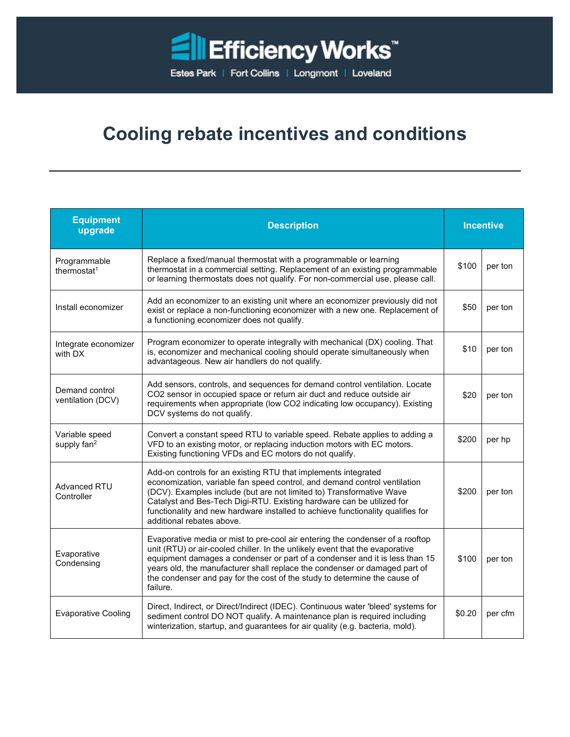Efficiency Works™

Estes Park | Fort Collins | Longmont | Loveland

# Cooling rebate incentives and conditions

| Equipment upgrade | Description | Incentive | |
|---|---|---|---|
| Programmable thermostat[1] | Replace a fixed/manual thermostat with a programmable or learning thermostat in a commercial setting. Replacement of an existing programmable or learning thermostats does not qualify. For non-commercial use, please call. | $100 | per ton |
| Install economizer | Add an economizer to an existing unit where an economizer previously did not exist or replace a non-functioning economizer with a new one. Replacement of a functioning economizer does not qualify. | $50 | per ton |
| Integrate economizer with DX | Program economizer to operate integrally with mechanical (DX) cooling. That is, economizer and mechanical cooling should operate simultaneously when advantageous. New air handlers do not qualify. | $10 | per ton |
| Demand control ventilation (DCV) | Add sensors, controls, and sequences for demand control ventilation. Locate CO2 sensor in occupied space or return air duct and reduce outside air requirements when appropriate (low CO2 indicating low occupancy). Existing DCV systems do not qualify. | $20 | per ton |
| Variable speed supply fan[2] | Convert a constant speed RTU to variable speed. Rebate applies to adding a VFD to an existing motor, or replacing induction motors with EC motors. Existing functioning VFDs and EC motors do not qualify. | $200 | per hp |
| Advanced RTU Controller | Add-on controls for an existing RTU that implements integrated economization, variable fan speed control, and demand control ventilation (DCV). Examples include (but are not limited to) Transformative Wave Catalyst and Bes-Tech Digi-RTU. Existing hardware can be utilized for functionality and new hardware installed to achieve functionality qualifies for additional rebates above. | $200 | per ton |
| Evaporative Condensing | Evaporative media or mist to pre-cool air entering the condenser of a rooftop unit (RTU) or air-cooled chiller. In the unlikely event that the evaporative equipment damages a condenser or part of a condenser and it is less than 15 years old, the manufacturer shall replace the condenser or damaged part of the condenser and pay for the cost of the study to determine the cause of failure. | $100 | per ton |
| Evaporative Cooling | Direct, Indirect, or Direct/Indirect (IDEC). Continuous water 'bleed' systems for sediment control DO NOT qualify. A maintenance plan is required including winterization, startup, and guarantees for air quality (e.g. bacteria, mold). | $0.20 | per cfm |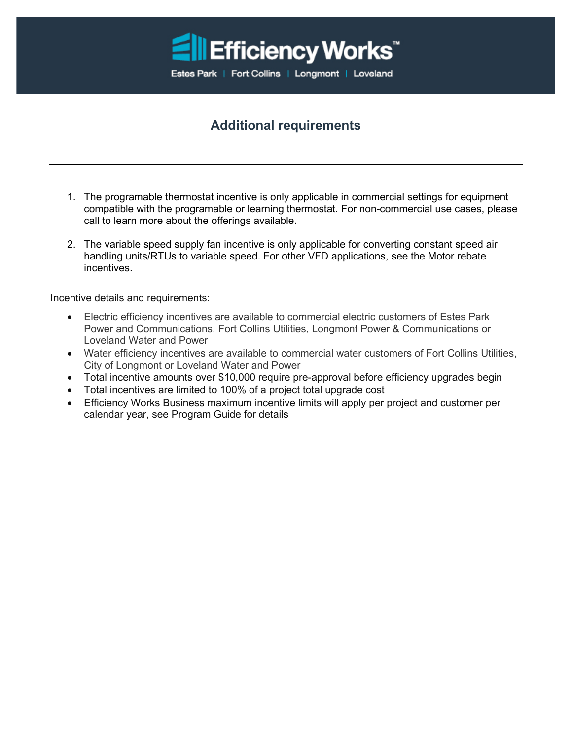# Efficiency Works™

Estes Park | Fort Collins | Longmont | Loveland

## Additional requirements

---

1. The programable thermostat incentive is only applicable in commercial settings for equipment compatible with the programable or learning thermostat. For non-commercial use cases, please call to learn more about the offerings available.

2. The variable speed supply fan incentive is only applicable for converting constant speed air handling units/RTUs to variable speed. For other VFD applications, see the Motor rebate incentives.

Incentive details and requirements:

- Electric efficiency incentives are available to commercial electric customers of Estes Park Power and Communications, Fort Collins Utilities, Longmont Power & Communications or Loveland Water and Power
- Water efficiency incentives are available to commercial water customers of Fort Collins Utilities, City of Longmont or Loveland Water and Power
- Total incentive amounts over $10,000 require pre-approval before efficiency upgrades begin
- Total incentives are limited to 100% of a project total upgrade cost
- Efficiency Works Business maximum incentive limits will apply per project and customer per calendar year, see Program Guide for details